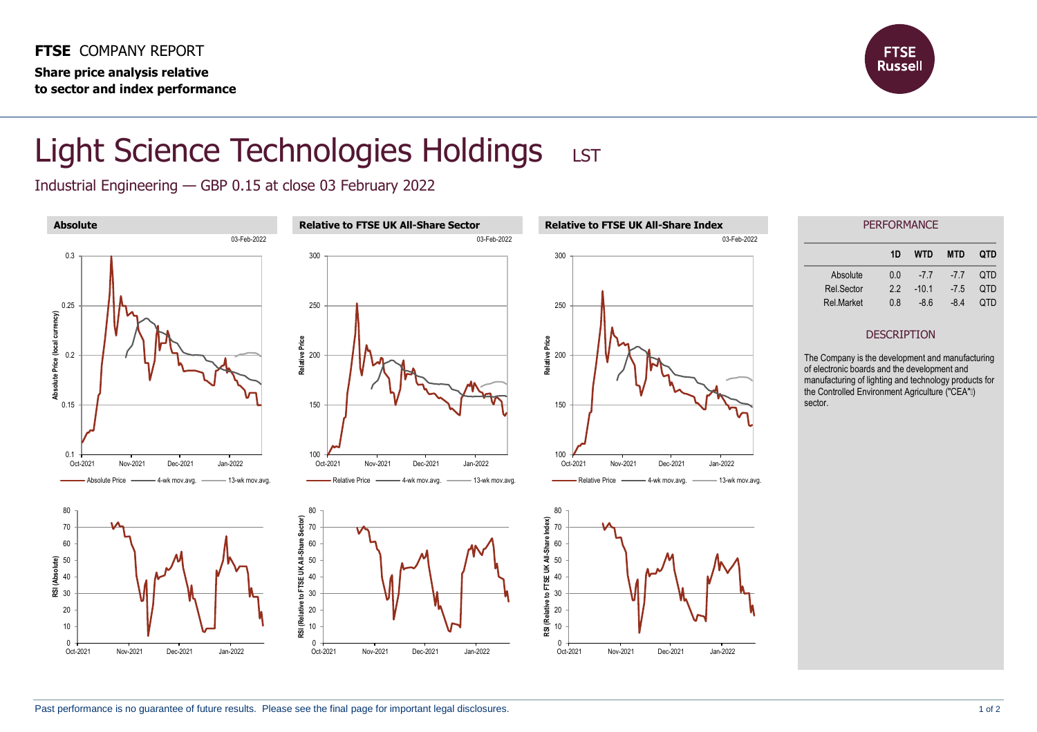**FTSE** COMPANY REPORT

**Share price analysis relative to sector and index performance**

# Light Science Technologies Holdings LST

Industrial Engineering — GBP 0.15 at close 03 February 2022

### Absolute

03-Feb-2022

### Relative to FTSE UK All-Share Sector

03-Feb-2022

### Relative to FTSE UK All-Share Index

03-Feb-2022

## PERFORMANCE

| | 1D | WTD | MTD | QTD |
|---|---|---|---|---|
| Absolute | 0.0 | -7.7 | -7.7 | QTD |
| Rel.Sector | 2.2 | -10.1 | -7.5 | QTD |
| Rel.Market | 0.8 | -8.6 | -8.4 | QTD |

## DESCRIPTION

The Company is the development and manufacturing of electronic boards and the development and manufacturing of lighting and technology products for the Controlled Environment Agriculture ("CEA") sector.

Past performance is no guarantee of future results. Please see the final page for important legal disclosures.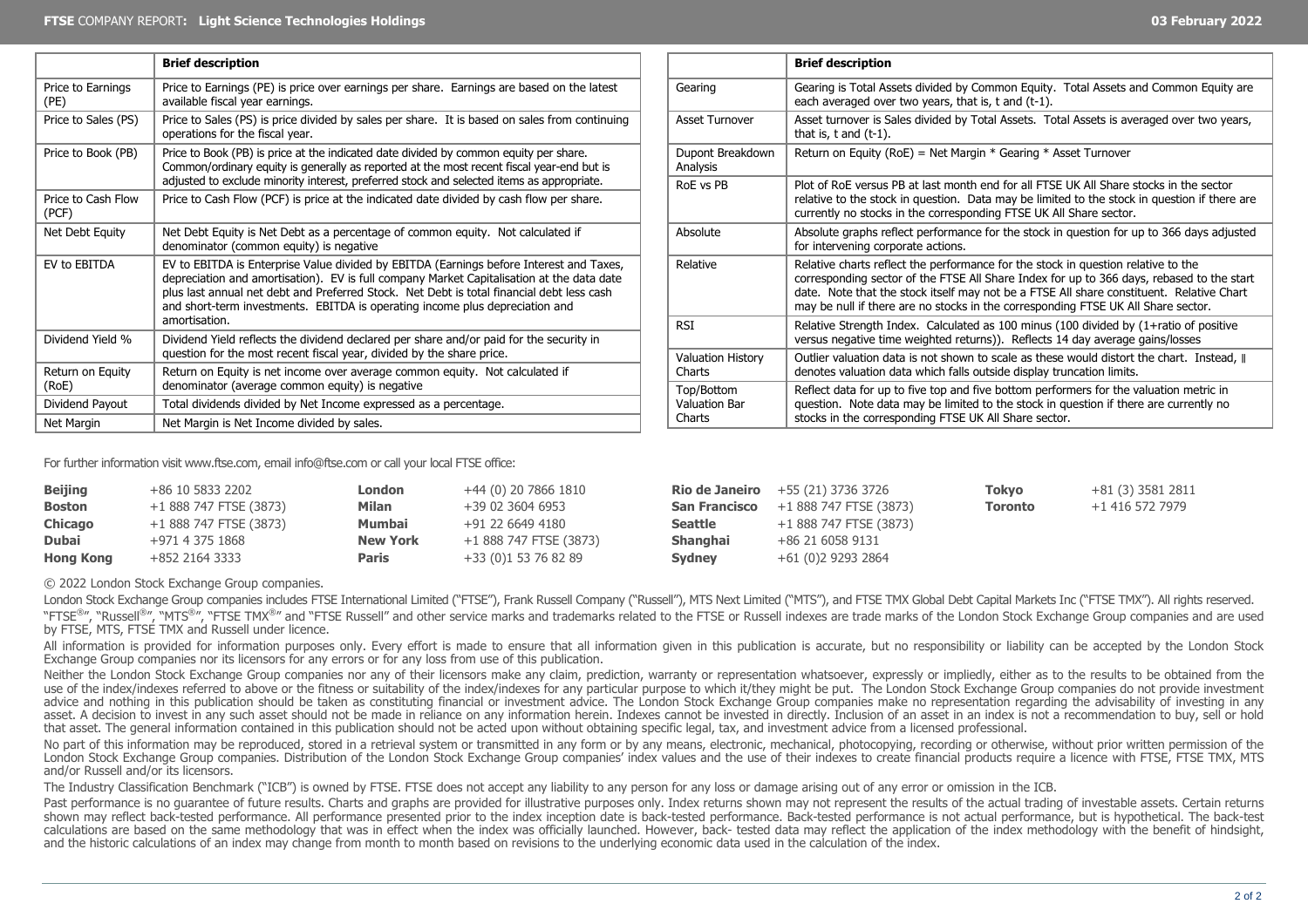| | Brief description |
|---|---|
| Price to Earnings (PE) | Price to Earnings (PE) is price over earnings per share. Earnings are based on the latest available fiscal year earnings. |
| Price to Sales (PS) | Price to Sales (PS) is price divided by sales per share. It is based on sales from continuing operations for the fiscal year. |
| Price to Book (PB) | Price to Book (PB) is price at the indicated date divided by common equity per share. Common/ordinary equity is generally as reported at the most recent fiscal year-end but is adjusted to exclude minority interest, preferred stock and selected items as appropriate. |
| Price to Cash Flow (PCF) | Price to Cash Flow (PCF) is price at the indicated date divided by cash flow per share. |
| Net Debt Equity | Net Debt Equity is Net Debt as a percentage of common equity. Not calculated if denominator (common equity) is negative |
| EV to EBITDA | EV to EBITDA is Enterprise Value divided by EBITDA (Earnings before Interest and Taxes, depreciation and amortisation). EV is full company Market Capitalisation at the data date plus last annual net debt and Preferred Stock. Net Debt is total financial debt less cash and short-term investments. EBITDA is operating income plus depreciation and amortisation. |
| Dividend Yield % | Dividend Yield reflects the dividend declared per share and/or paid for the security in question for the most recent fiscal year, divided by the share price. |
| Return on Equity (RoE) | Return on Equity is net income over average common equity. Not calculated if denominator (average common equity) is negative |
| Dividend Payout | Total dividends divided by Net Income expressed as a percentage. |
| Net Margin | Net Margin is Net Income divided by sales. |

| | Brief description |
|---|---|
| Gearing | Gearing is Total Assets divided by Common Equity. Total Assets and Common Equity are each averaged over two years, that is, t and (t-1). |
| Asset Turnover | Asset turnover is Sales divided by Total Assets. Total Assets is averaged over two years, that is, t and (t-1). |
| Dupont Breakdown Analysis | Return on Equity (RoE) = Net Margin * Gearing * Asset Turnover |
| RoE vs PB | Plot of RoE versus PB at last month end for all FTSE UK All Share stocks in the sector relative to the stock in question. Data may be limited to the stock in question if there are currently no stocks in the corresponding FTSE UK All Share sector. |
| Absolute | Absolute graphs reflect performance for the stock in question for up to 366 days adjusted for intervening corporate actions. |
| Relative | Relative charts reflect the performance for the stock in question relative to the corresponding sector of the FTSE All Share Index for up to 366 days, rebased to the start date. Note that the stock itself may not be a FTSE All share constituent. Relative Chart may be null if there are no stocks in the corresponding FTSE UK All Share sector. |
| RSI | Relative Strength Index. Calculated as 100 minus (100 divided by (1+ratio of positive versus negative time weighted returns)). Reflects 14 day average gains/losses |
| Valuation History Charts | Outlier valuation data is not shown to scale as these would distort the chart. Instead, ‖ denotes valuation data which falls outside display truncation limits. |
| Top/Bottom Valuation Bar Charts | Reflect data for up to five top and five bottom performers for the valuation metric in question. Note data may be limited to the stock in question if there are currently no stocks in the corresponding FTSE UK All Share sector. |

For further information visit www.ftse.com, email info@ftse.com or call your local FTSE office:

| | | | | | | | |
|---|---|---|---|---|---|---|---|
| **Beijing** | +86 10 5833 2202 | **London** | +44 (0) 20 7866 1810 | **Rio de Janeiro** | +55 (21) 3736 3726 | **Tokyo** | +81 (3) 3581 2811 |
| **Boston** | +1 888 747 FTSE (3873) | **Milan** | +39 02 3604 6953 | **San Francisco** | +1 888 747 FTSE (3873) | **Toronto** | +1 416 572 7979 |
| **Chicago** | +1 888 747 FTSE (3873) | **Mumbai** | +91 22 6649 4180 | **Seattle** | +1 888 747 FTSE (3873) | | |
| **Dubai** | +971 4 375 1868 | **New York** | +1 888 747 FTSE (3873) | **Shanghai** | +86 21 6058 9131 | | |
| **Hong Kong** | +852 2164 3333 | **Paris** | +33 (0)1 53 76 82 89 | **Sydney** | +61 (0)2 9293 2864 | | |

© 2022 London Stock Exchange Group companies.

London Stock Exchange Group companies includes FTSE International Limited ("FTSE"), Frank Russell Company ("Russell"), MTS Next Limited ("MTS"), and FTSE TMX Global Debt Capital Markets Inc ("FTSE TMX"). All rights reserved. "FTSE®", "Russell®", "MTS®", "FTSE TMX®" and "FTSE Russell" and other service marks and trademarks related to the FTSE or Russell indexes are trade marks of the London Stock Exchange Group companies and are used by FTSE, MTS, FTSE TMX and Russell under licence.

All information is provided for information purposes only. Every effort is made to ensure that all information given in this publication is accurate, but no responsibility or liability can be accepted by the London Stock Exchange Group companies nor its licensors for any errors or for any loss from use of this publication.

Neither the London Stock Exchange Group companies nor any of their licensors make any claim, prediction, warranty or representation whatsoever, expressly or impliedly, either as to the results to be obtained from the use of the index/indexes referred to above or the fitness or suitability of the index/indexes for any particular purpose to which it/they might be put. The London Stock Exchange Group companies do not provide investment advice and nothing in this publication should be taken as constituting financial or investment advice. The London Stock Exchange Group companies make no representation regarding the advisability of investing in any asset. A decision to invest in any such asset should not be made in reliance on any information herein. Indexes cannot be invested in directly. Inclusion of an asset in an index is not a recommendation to buy, sell or hold that asset. The general information contained in this publication should not be acted upon without obtaining specific legal, tax, and investment advice from a licensed professional.

No part of this information may be reproduced, stored in a retrieval system or transmitted in any form or by any means, electronic, mechanical, photocopying, recording or otherwise, without prior written permission of the London Stock Exchange Group companies. Distribution of the London Stock Exchange Group companies' index values and the use of their indexes to create financial products require a licence with FTSE, FTSE TMX, MTS and/or Russell and/or its licensors.

The Industry Classification Benchmark ("ICB") is owned by FTSE. FTSE does not accept any liability to any person for any loss or damage arising out of any error or omission in the ICB.

Past performance is no guarantee of future results. Charts and graphs are provided for illustrative purposes only. Index returns shown may not represent the results of the actual trading of investable assets. Certain returns shown may reflect back-tested performance. All performance presented prior to the index inception date is back-tested performance. Back-tested performance is not actual performance, but is hypothetical. The back-test calculations are based on the same methodology that was in effect when the index was officially launched. However, back- tested data may reflect the application of the index methodology with the benefit of hindsight, and the historic calculations of an index may change from month to month based on revisions to the underlying economic data used in the calculation of the index.